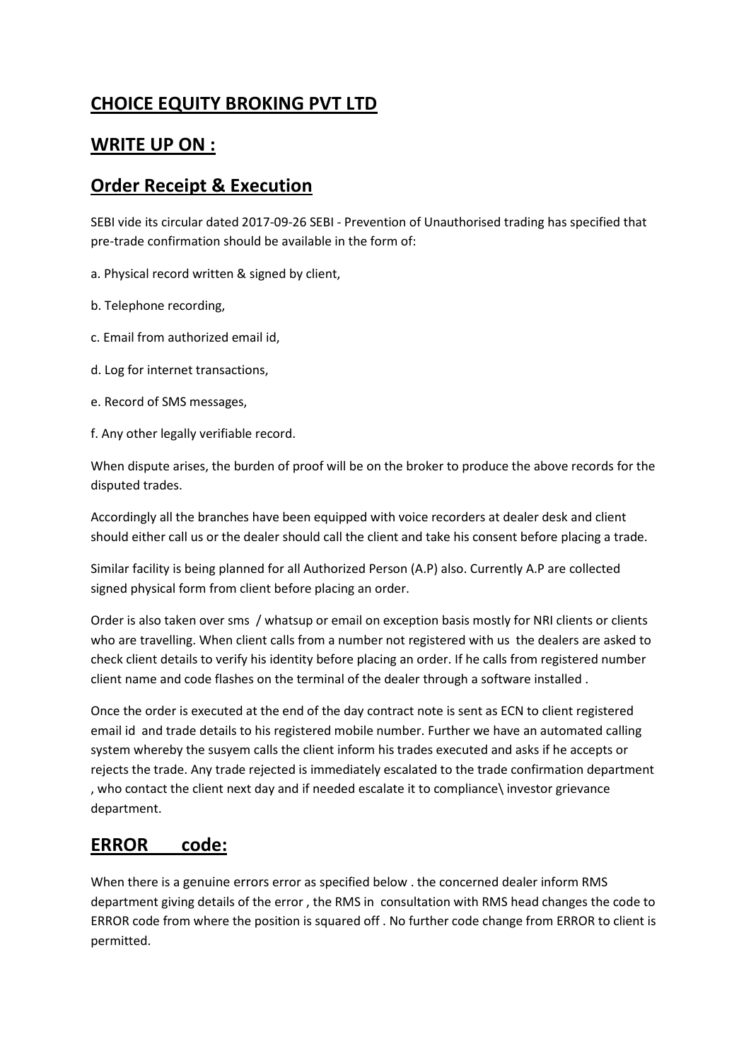## **CHOICE EQUITY BROKING PVT LTD**

## **WRITE UP ON :**

## **Order Receipt & Execution**

SEBI vide its circular dated 2017-09-26 SEBI - Prevention of Unauthorised trading has specified that pre-trade confirmation should be available in the form of:

a. Physical record written & signed by client,

b. Telephone recording,

c. Email from authorized email id,

d. Log for internet transactions,

e. Record of SMS messages,

f. Any other legally verifiable record.

When dispute arises, the burden of proof will be on the broker to produce the above records for the disputed trades.

Accordingly all the branches have been equipped with voice recorders at dealer desk and client should either call us or the dealer should call the client and take his consent before placing a trade.

Similar facility is being planned for all Authorized Person (A.P) also. Currently A.P are collected signed physical form from client before placing an order.

Order is also taken over sms / whatsup or email on exception basis mostly for NRI clients or clients who are travelling. When client calls from a number not registered with us the dealers are asked to check client details to verify his identity before placing an order. If he calls from registered number client name and code flashes on the terminal of the dealer through a software installed .

Once the order is executed at the end of the day contract note is sent as ECN to client registered email id and trade details to his registered mobile number. Further we have an automated calling system whereby the susyem calls the client inform his trades executed and asks if he accepts or rejects the trade. Any trade rejected is immediately escalated to the trade confirmation department , who contact the client next day and if needed escalate it to compliance\ investor grievance department.

## **ERROR code:**

When there is a genuine errors error as specified below . the concerned dealer inform RMS department giving details of the error , the RMS in consultation with RMS head changes the code to ERROR code from where the position is squared off . No further code change from ERROR to client is permitted.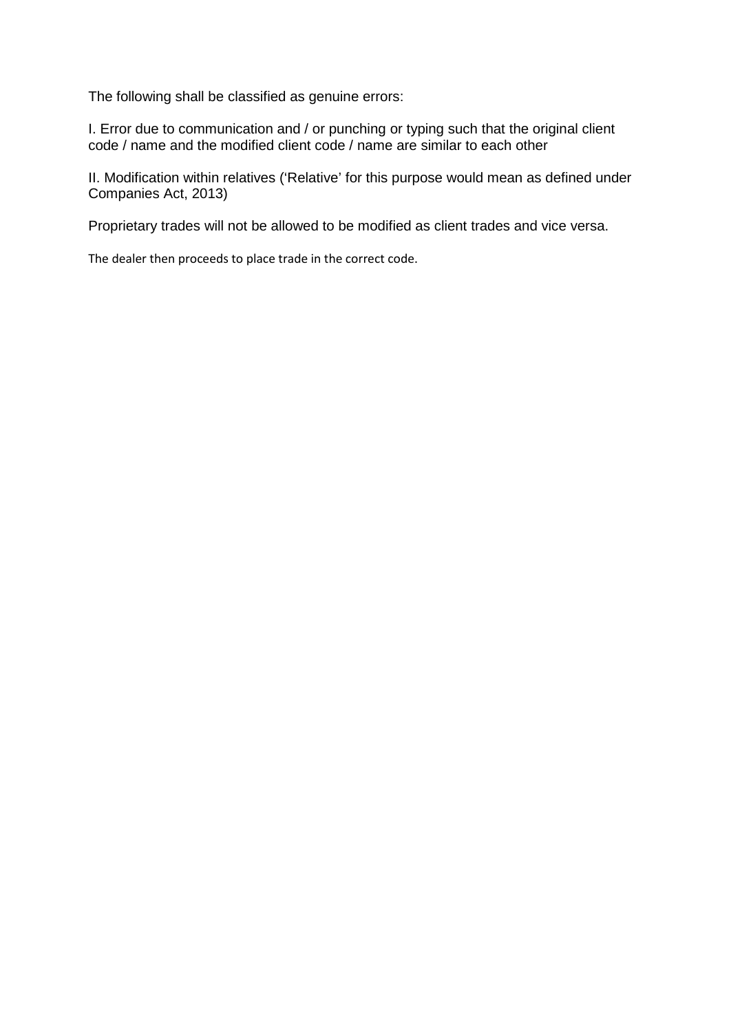The following shall be classified as genuine errors:

I. Error due to communication and / or punching or typing such that the original client code / name and the modified client code / name are similar to each other

II. Modification within relatives (‘Relative’ for this purpose would mean as defined under Companies Act, 2013)

Proprietary trades will not be allowed to be modified as client trades and vice versa.

The dealer then proceeds to place trade in the correct code.